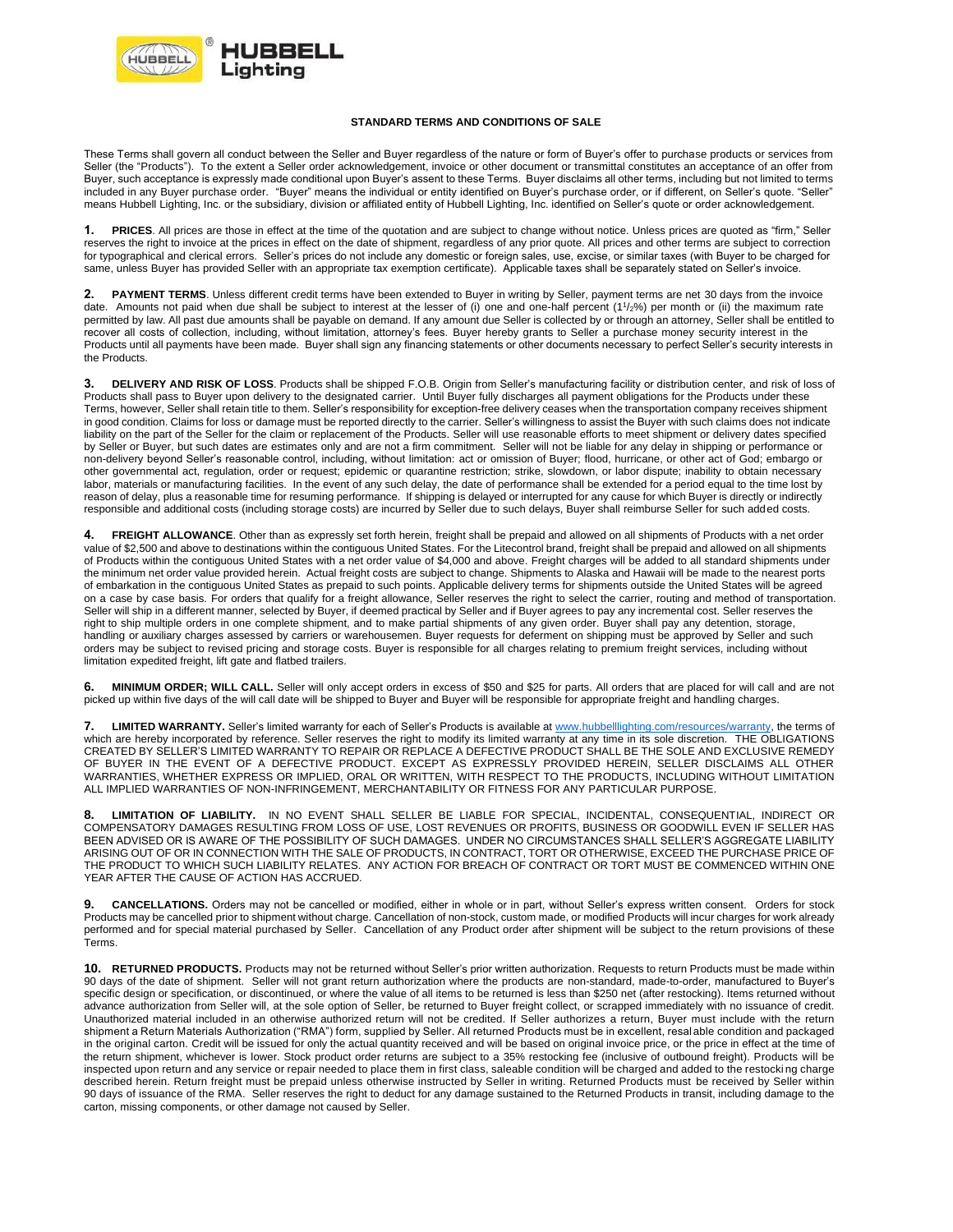# STANDARD TERMS AND CONDITIONS OF SALE

These Terms shall govern all conduct between the Seller and Buyer regardless of the nature or form of Buyer's offer to purchase products or services from Seller (the "Products"). To the extent a Seller order acknowledgement, invoice or other document or transmittal constitutes an acceptance of an offer from Buyer, such acceptance is expressly made conditional upon Buyer's assent to these Terms. Buyer disclaims all other terms, including but not limited to terms included in any Buyer purchase order. "Buyer" means the individual or entity identified on Buyer's purchase order, or if different, on Seller's quote. "Seller" means Hubbell Lighting, Inc. or the subsidiary, division or affiliated entity of Hubbell Lighting, Inc. identified on Seller's quote or order acknowledgement.

**1. PRICES**. All prices are those in effect at the time of the quotation and are subject to change without notice. Unless prices are quoted as "firm," Seller reserves the right to invoice at the prices in effect on the date of shipment, regardless of any prior quote. All prices and other terms are subject to correction for typographical and clerical errors. Seller's prices do not include any domestic or foreign sales, use, excise, or similar taxes (with Buyer to be charged for same, unless Buyer has provided Seller with an appropriate tax exemption certificate). Applicable taxes shall be separately stated on Seller's invoice.

**2. PAYMENT TERMS**. Unless different credit terms have been extended to Buyer in writing by Seller, payment terms are net 30 days from the invoice date. Amounts not paid when due shall be subject to interest at the lesser of (i) one and one-half percent (1½%) per month or (ii) the maximum rate permitted by law. All past due amounts shall be payable on demand. If any amount due Seller is collected by or through an attorney, Seller shall be entitled to recover all costs of collection, including, without limitation, attorney's fees. Buyer hereby grants to Seller a purchase money security interest in the Products until all payments have been made. Buyer shall sign any financing statements or other documents necessary to perfect Seller's security interests in the Products.

**3. DELIVERY AND RISK OF LOSS**. Products shall be shipped F.O.B. Origin from Seller's manufacturing facility or distribution center, and risk of loss of Products shall pass to Buyer upon delivery to the designated carrier. Until Buyer fully discharges all payment obligations for the Products under these Terms, however, Seller shall retain title to them. Seller's responsibility for exception-free delivery ceases when the transportation company receives shipment in good condition. Claims for loss or damage must be reported directly to the carrier. Seller's willingness to assist the Buyer with such claims does not indicate liability on the part of the Seller for the claim or replacement of the Products. Seller will use reasonable efforts to meet shipment or delivery dates specified by Seller or Buyer, but such dates are estimates only and are not a firm commitment. Seller will not be liable for any delay in shipping or performance or non-delivery beyond Seller's reasonable control, including, without limitation: act or omission of Buyer; flood, hurricane, or other act of God; embargo or other governmental act, regulation, order or request; epidemic or quarantine restriction; strike, slowdown, or labor dispute; inability to obtain necessary labor, materials or manufacturing facilities. In the event of any such delay, the date of performance shall be extended for a period equal to the time lost by reason of delay, plus a reasonable time for resuming performance. If shipping is delayed or interrupted for any cause for which Buyer is directly or indirectly responsible and additional costs (including storage costs) are incurred by Seller due to such delays, Buyer shall reimburse Seller for such added costs.

**4. FREIGHT ALLOWANCE**. Other than as expressly set forth herein, freight shall be prepaid and allowed on all shipments of Products with a net order value of $2,500 and above to destinations within the contiguous United States. For the Litecontrol brand, freight shall be prepaid and allowed on all shipments of Products within the contiguous United States with a net order value of $4,000 and above. Freight charges will be added to all standard shipments under the minimum net order value provided herein. Actual freight costs are subject to change. Shipments to Alaska and Hawaii will be made to the nearest ports of embarkation in the contiguous United States as prepaid to such points. Applicable delivery terms for shipments outside the United States will be agreed on a case by case basis. For orders that qualify for a freight allowance, Seller reserves the right to select the carrier, routing and method of transportation. Seller will ship in a different manner, selected by Buyer, if deemed practical by Seller and if Buyer agrees to pay any incremental cost. Seller reserves the right to ship multiple orders in one complete shipment, and to make partial shipments of any given order. Buyer shall pay any detention, storage, handling or auxiliary charges assessed by carriers or warehousemen. Buyer requests for deferment on shipping must be approved by Seller and such orders may be subject to revised pricing and storage costs. Buyer is responsible for all charges relating to premium freight services, including without limitation expedited freight, lift gate and flatbed trailers.

**6. MINIMUM ORDER; WILL CALL.** Seller will only accept orders in excess of $50 and $25 for parts. All orders that are placed for will call and are not picked up within five days of the will call date will be shipped to Buyer and Buyer will be responsible for appropriate freight and handling charges.

**7. LIMITED WARRANTY.** Seller's limited warranty for each of Seller's Products is available at www.hubbelllighting.com/resources/warranty, the terms of which are hereby incorporated by reference. Seller reserves the right to modify its limited warranty at any time in its sole discretion. THE OBLIGATIONS CREATED BY SELLER'S LIMITED WARRANTY TO REPAIR OR REPLACE A DEFECTIVE PRODUCT SHALL BE THE SOLE AND EXCLUSIVE REMEDY OF BUYER IN THE EVENT OF A DEFECTIVE PRODUCT. EXCEPT AS EXPRESSLY PROVIDED HEREIN, SELLER DISCLAIMS ALL OTHER WARRANTIES, WHETHER EXPRESS OR IMPLIED, ORAL OR WRITTEN, WITH RESPECT TO THE PRODUCTS, INCLUDING WITHOUT LIMITATION ALL IMPLIED WARRANTIES OF NON-INFRINGEMENT, MERCHANTABILITY OR FITNESS FOR ANY PARTICULAR PURPOSE.

**8. LIMITATION OF LIABILITY.** IN NO EVENT SHALL SELLER BE LIABLE FOR SPECIAL, INCIDENTAL, CONSEQUENTIAL, INDIRECT OR COMPENSATORY DAMAGES RESULTING FROM LOSS OF USE, LOST REVENUES OR PROFITS, BUSINESS OR GOODWILL EVEN IF SELLER HAS BEEN ADVISED OR IS AWARE OF THE POSSIBILITY OF SUCH DAMAGES. UNDER NO CIRCUMSTANCES SHALL SELLER'S AGGREGATE LIABILITY ARISING OUT OF OR IN CONNECTION WITH THE SALE OF PRODUCTS, IN CONTRACT, TORT OR OTHERWISE, EXCEED THE PURCHASE PRICE OF THE PRODUCT TO WHICH SUCH LIABILITY RELATES. ANY ACTION FOR BREACH OF CONTRACT OR TORT MUST BE COMMENCED WITHIN ONE YEAR AFTER THE CAUSE OF ACTION HAS ACCRUED.

**9. CANCELLATIONS.** Orders may not be cancelled or modified, either in whole or in part, without Seller's express written consent. Orders for stock Products may be cancelled prior to shipment without charge. Cancellation of non-stock, custom made, or modified Products will incur charges for work already performed and for special material purchased by Seller. Cancellation of any Product order after shipment will be subject to the return provisions of these Terms.

**10. RETURNED PRODUCTS.** Products may not be returned without Seller's prior written authorization. Requests to return Products must be made within 90 days of the date of shipment. Seller will not grant return authorization where the products are non-standard, made-to-order, manufactured to Buyer's specific design or specification, or discontinued, or where the value of all items to be returned is less than $250 net (after restocking). Items returned without advance authorization from Seller will, at the sole option of Seller, be returned to Buyer freight collect, or scrapped immediately with no issuance of credit. Unauthorized material included in an otherwise authorized return will not be credited. If Seller authorizes a return, Buyer must include with the return shipment a Return Materials Authorization ("RMA") form, supplied by Seller. All returned Products must be in excellent, resalable condition and packaged in the original carton. Credit will be issued for only the actual quantity received and will be based on original invoice price, or the price in effect at the time of the return shipment, whichever is lower. Stock product order returns are subject to a 35% restocking fee (inclusive of outbound freight). Products will be inspected upon return and any service or repair needed to place them in first class, saleable condition will be charged and added to the restocking charge described herein. Return freight must be prepaid unless otherwise instructed by Seller in writing. Returned Products must be received by Seller within 90 days of issuance of the RMA. Seller reserves the right to deduct for any damage sustained to the Returned Products in transit, including damage to the carton, missing components, or other damage not caused by Seller.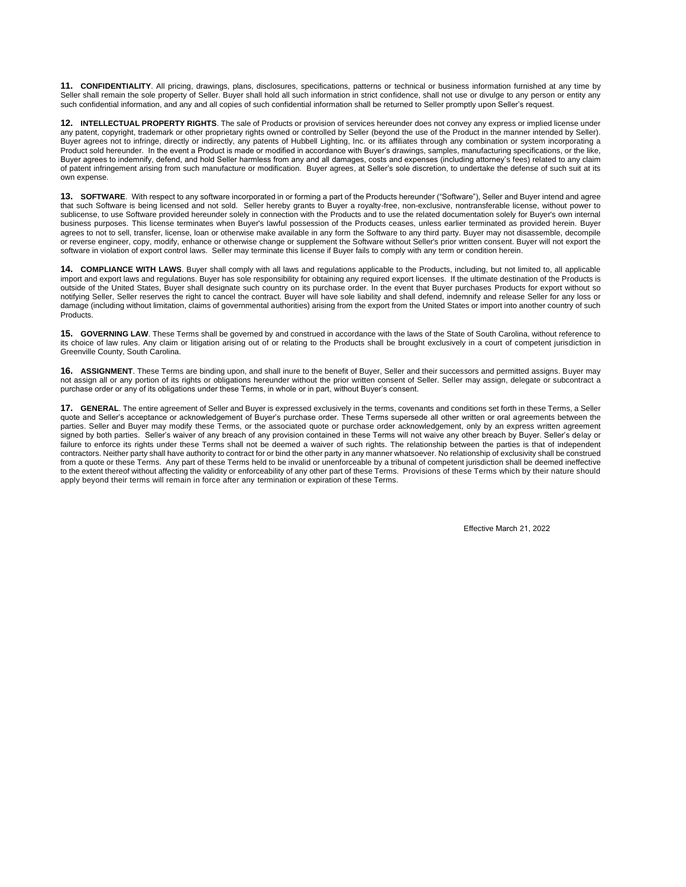**11. CONFIDENTIALITY**. All pricing, drawings, plans, disclosures, specifications, patterns or technical or business information furnished at any time by Seller shall remain the sole property of Seller. Buyer shall hold all such information in strict confidence, shall not use or divulge to any person or entity any such confidential information, and any and all copies of such confidential information shall be returned to Seller promptly upon Seller's request.

**12. INTELLECTUAL PROPERTY RIGHTS**. The sale of Products or provision of services hereunder does not convey any express or implied license under any patent, copyright, trademark or other proprietary rights owned or controlled by Seller (beyond the use of the Product in the manner intended by Seller). Buyer agrees not to infringe, directly or indirectly, any patents of Hubbell Lighting, Inc. or its affiliates through any combination or system incorporating a Product sold hereunder. In the event a Product is made or modified in accordance with Buyer's drawings, samples, manufacturing specifications, or the like, Buyer agrees to indemnify, defend, and hold Seller harmless from any and all damages, costs and expenses (including attorney's fees) related to any claim of patent infringement arising from such manufacture or modification. Buyer agrees, at Seller's sole discretion, to undertake the defense of such suit at its own expense.

**13. SOFTWARE**. With respect to any software incorporated in or forming a part of the Products hereunder ("Software"), Seller and Buyer intend and agree that such Software is being licensed and not sold. Seller hereby grants to Buyer a royalty-free, non-exclusive, nontransferable license, without power to sublicense, to use Software provided hereunder solely in connection with the Products and to use the related documentation solely for Buyer's own internal business purposes. This license terminates when Buyer's lawful possession of the Products ceases, unless earlier terminated as provided herein. Buyer agrees to not to sell, transfer, license, loan or otherwise make available in any form the Software to any third party. Buyer may not disassemble, decompile or reverse engineer, copy, modify, enhance or otherwise change or supplement the Software without Seller's prior written consent. Buyer will not export the software in violation of export control laws. Seller may terminate this license if Buyer fails to comply with any term or condition herein.

**14. COMPLIANCE WITH LAWS**. Buyer shall comply with all laws and regulations applicable to the Products, including, but not limited to, all applicable import and export laws and regulations. Buyer has sole responsibility for obtaining any required export licenses. If the ultimate destination of the Products is outside of the United States, Buyer shall designate such country on its purchase order. In the event that Buyer purchases Products for export without so notifying Seller, Seller reserves the right to cancel the contract. Buyer will have sole liability and shall defend, indemnify and release Seller for any loss or damage (including without limitation, claims of governmental authorities) arising from the export from the United States or import into another country of such Products.

**15. GOVERNING LAW**. These Terms shall be governed by and construed in accordance with the laws of the State of South Carolina, without reference to its choice of law rules. Any claim or litigation arising out of or relating to the Products shall be brought exclusively in a court of competent jurisdiction in Greenville County, South Carolina.

**16. ASSIGNMENT**. These Terms are binding upon, and shall inure to the benefit of Buyer, Seller and their successors and permitted assigns. Buyer may not assign all or any portion of its rights or obligations hereunder without the prior written consent of Seller. Seller may assign, delegate or subcontract a purchase order or any of its obligations under these Terms, in whole or in part, without Buyer's consent.

**17. GENERAL**. The entire agreement of Seller and Buyer is expressed exclusively in the terms, covenants and conditions set forth in these Terms, a Seller quote and Seller's acceptance or acknowledgement of Buyer's purchase order. These Terms supersede all other written or oral agreements between the parties. Seller and Buyer may modify these Terms, or the associated quote or purchase order acknowledgement, only by an express written agreement signed by both parties. Seller's waiver of any breach of any provision contained in these Terms will not waive any other breach by Buyer. Seller's delay or failure to enforce its rights under these Terms shall not be deemed a waiver of such rights. The relationship between the parties is that of independent contractors. Neither party shall have authority to contract for or bind the other party in any manner whatsoever. No relationship of exclusivity shall be construed from a quote or these Terms. Any part of these Terms held to be invalid or unenforceable by a tribunal of competent jurisdiction shall be deemed ineffective to the extent thereof without affecting the validity or enforceability of any other part of these Terms. Provisions of these Terms which by their nature should apply beyond their terms will remain in force after any termination or expiration of these Terms.

Effective March 21, 2022